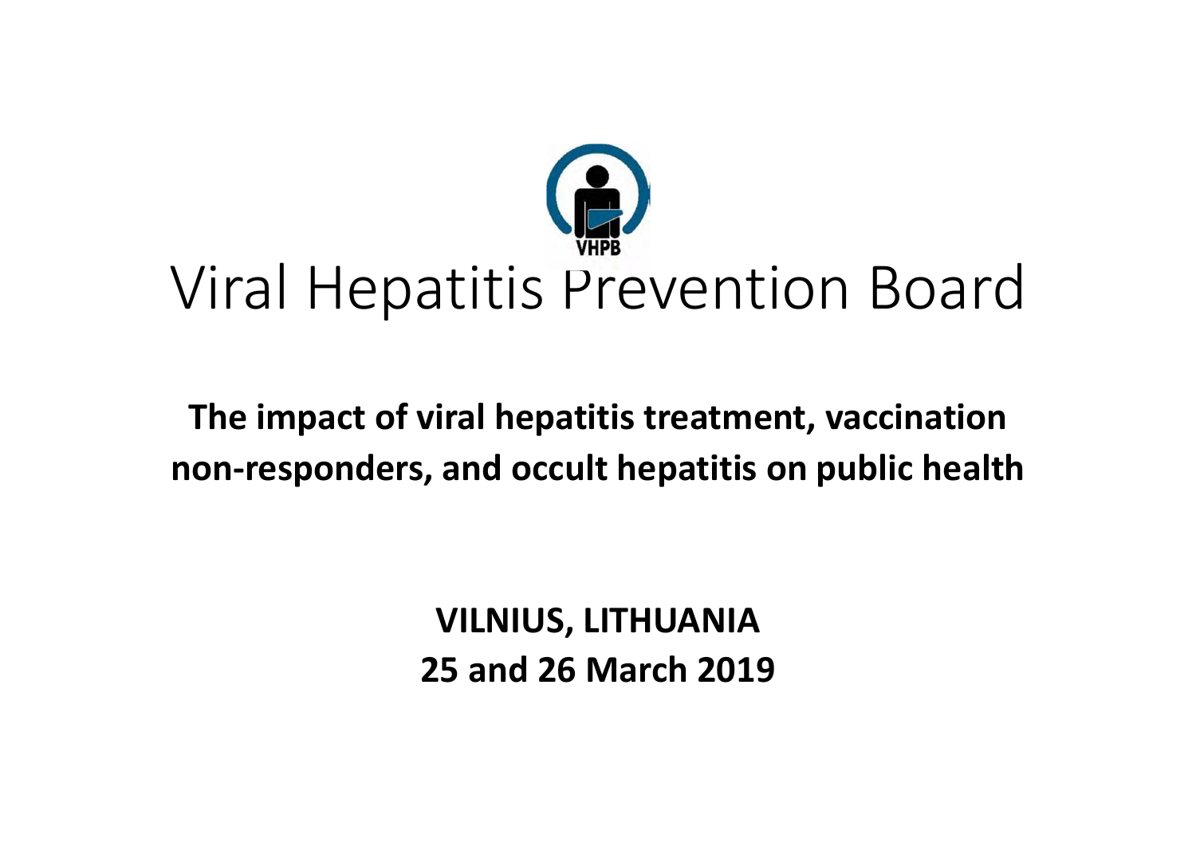VHPB

# Viral Hepatitis Prevention Board

**The impact of viral hepatitis treatment, vaccination non-responders, and occult hepatitis on public health**

**VILNIUS, LITHUANIA**
**25 and 26 March 2019**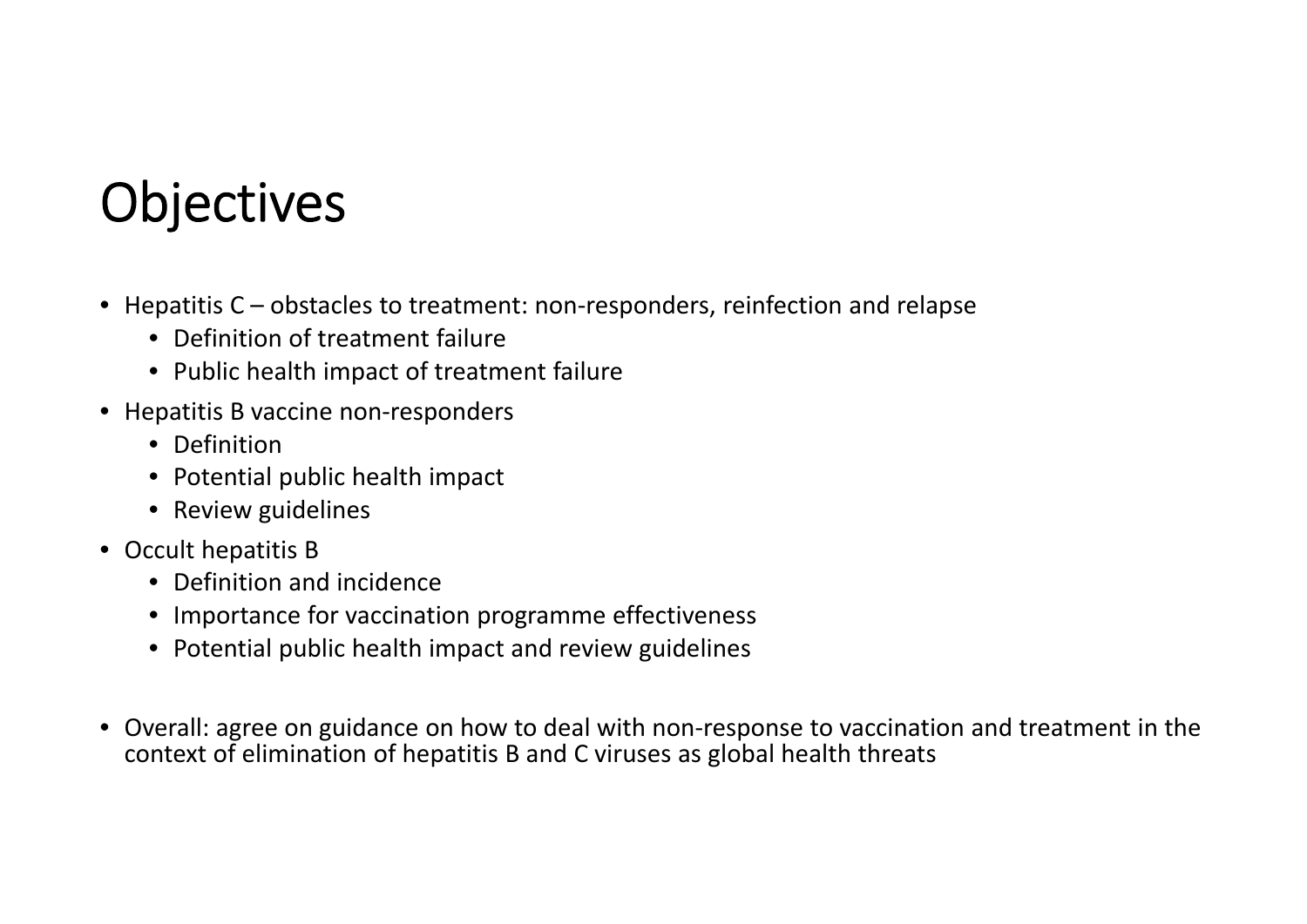# Objectives

- Hepatitis C – obstacles to treatment: non-responders, reinfection and relapse
  - Definition of treatment failure
  - Public health impact of treatment failure
- Hepatitis B vaccine non-responders
  - Definition
  - Potential public health impact
  - Review guidelines
- Occult hepatitis B
  - Definition and incidence
  - Importance for vaccination programme effectiveness
  - Potential public health impact and review guidelines
- Overall: agree on guidance on how to deal with non-response to vaccination and treatment in the context of elimination of hepatitis B and C viruses as global health threats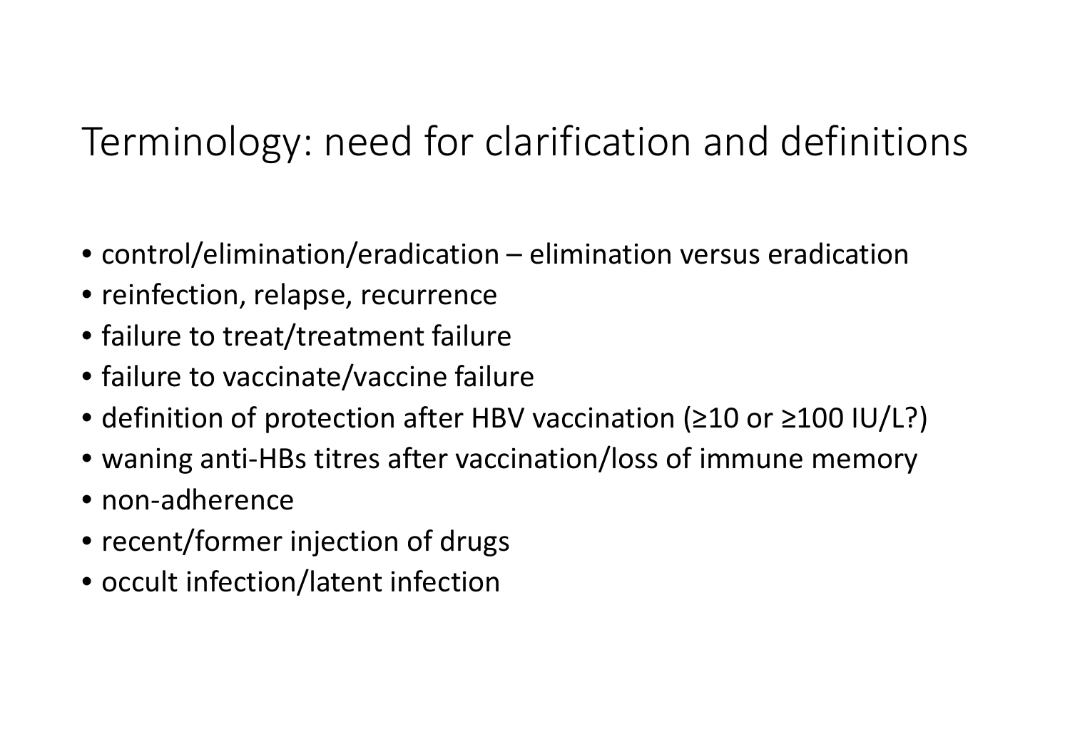# Terminology: need for clarification and definitions

- control/elimination/eradication – elimination versus eradication
- reinfection, relapse, recurrence
- failure to treat/treatment failure
- failure to vaccinate/vaccine failure
- definition of protection after HBV vaccination (≥10 or ≥100 IU/L?)
- waning anti-HBs titres after vaccination/loss of immune memory
- non-adherence
- recent/former injection of drugs
- occult infection/latent infection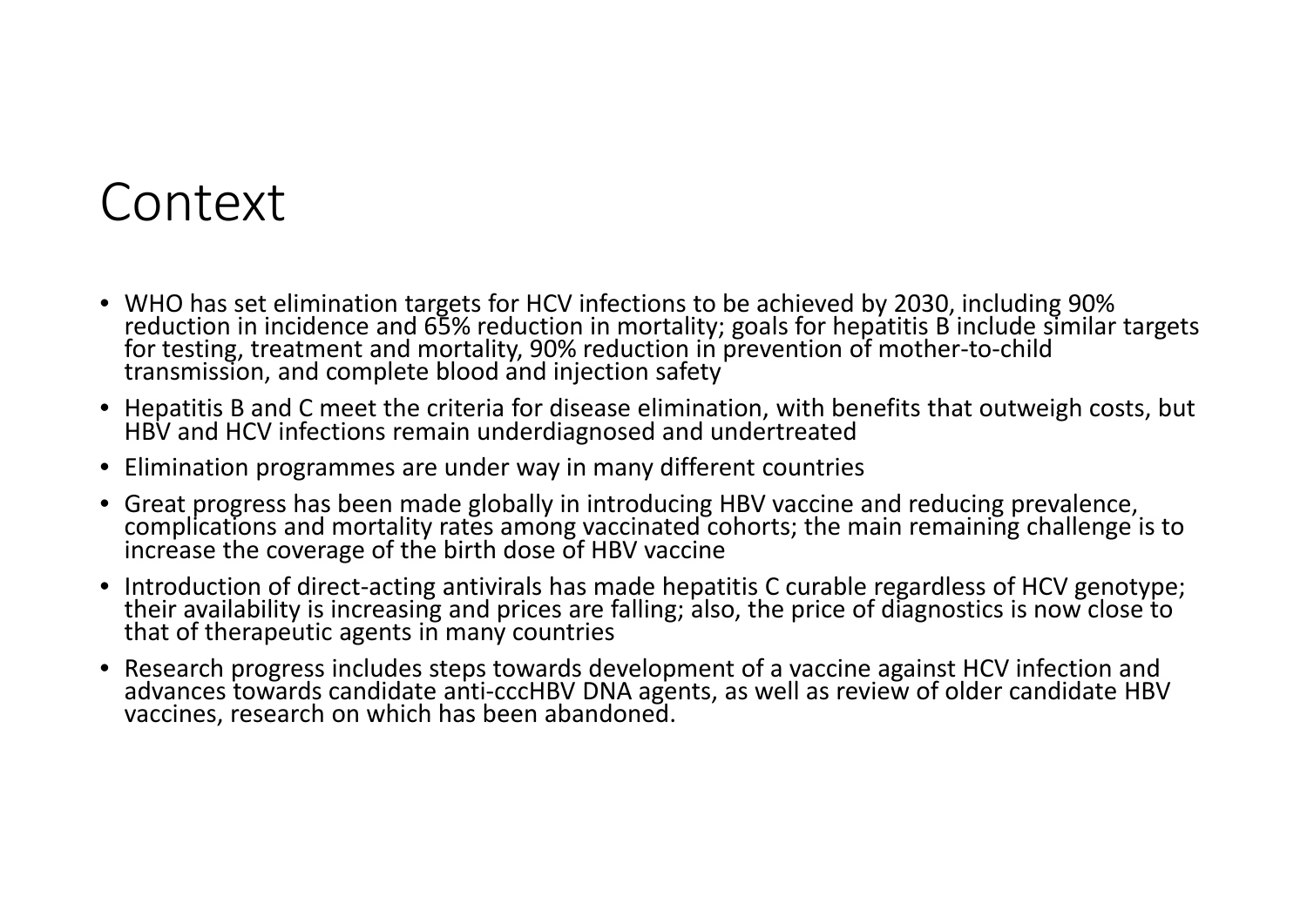# Context

- WHO has set elimination targets for HCV infections to be achieved by 2030, including 90% reduction in incidence and 65% reduction in mortality; goals for hepatitis B include similar targets for testing, treatment and mortality, 90% reduction in prevention of mother-to-child transmission, and complete blood and injection safety
- Hepatitis B and C meet the criteria for disease elimination, with benefits that outweigh costs, but HBV and HCV infections remain underdiagnosed and undertreated
- Elimination programmes are under way in many different countries
- Great progress has been made globally in introducing HBV vaccine and reducing prevalence, complications and mortality rates among vaccinated cohorts; the main remaining challenge is to increase the coverage of the birth dose of HBV vaccine
- Introduction of direct-acting antivirals has made hepatitis C curable regardless of HCV genotype; their availability is increasing and prices are falling; also, the price of diagnostics is now close to that of therapeutic agents in many countries
- Research progress includes steps towards development of a vaccine against HCV infection and advances towards candidate anti-cccHBV DNA agents, as well as review of older candidate HBV vaccines, research on which has been abandoned.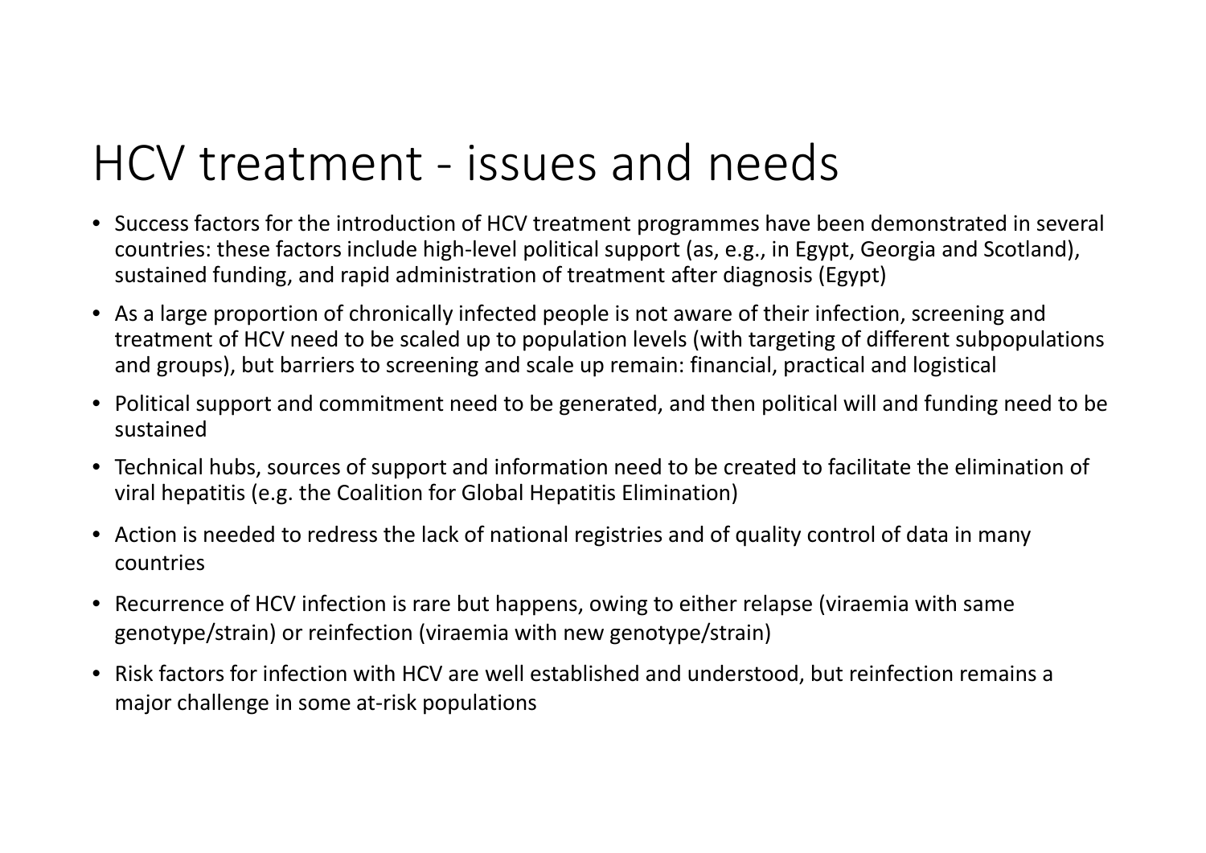# HCV treatment - issues and needs

- Success factors for the introduction of HCV treatment programmes have been demonstrated in several countries: these factors include high-level political support (as, e.g., in Egypt, Georgia and Scotland), sustained funding, and rapid administration of treatment after diagnosis (Egypt)
- As a large proportion of chronically infected people is not aware of their infection, screening and treatment of HCV need to be scaled up to population levels (with targeting of different subpopulations and groups), but barriers to screening and scale up remain: financial, practical and logistical
- Political support and commitment need to be generated, and then political will and funding need to be sustained
- Technical hubs, sources of support and information need to be created to facilitate the elimination of viral hepatitis (e.g. the Coalition for Global Hepatitis Elimination)
- Action is needed to redress the lack of national registries and of quality control of data in many countries
- Recurrence of HCV infection is rare but happens, owing to either relapse (viraemia with same genotype/strain) or reinfection (viraemia with new genotype/strain)
- Risk factors for infection with HCV are well established and understood, but reinfection remains a major challenge in some at-risk populations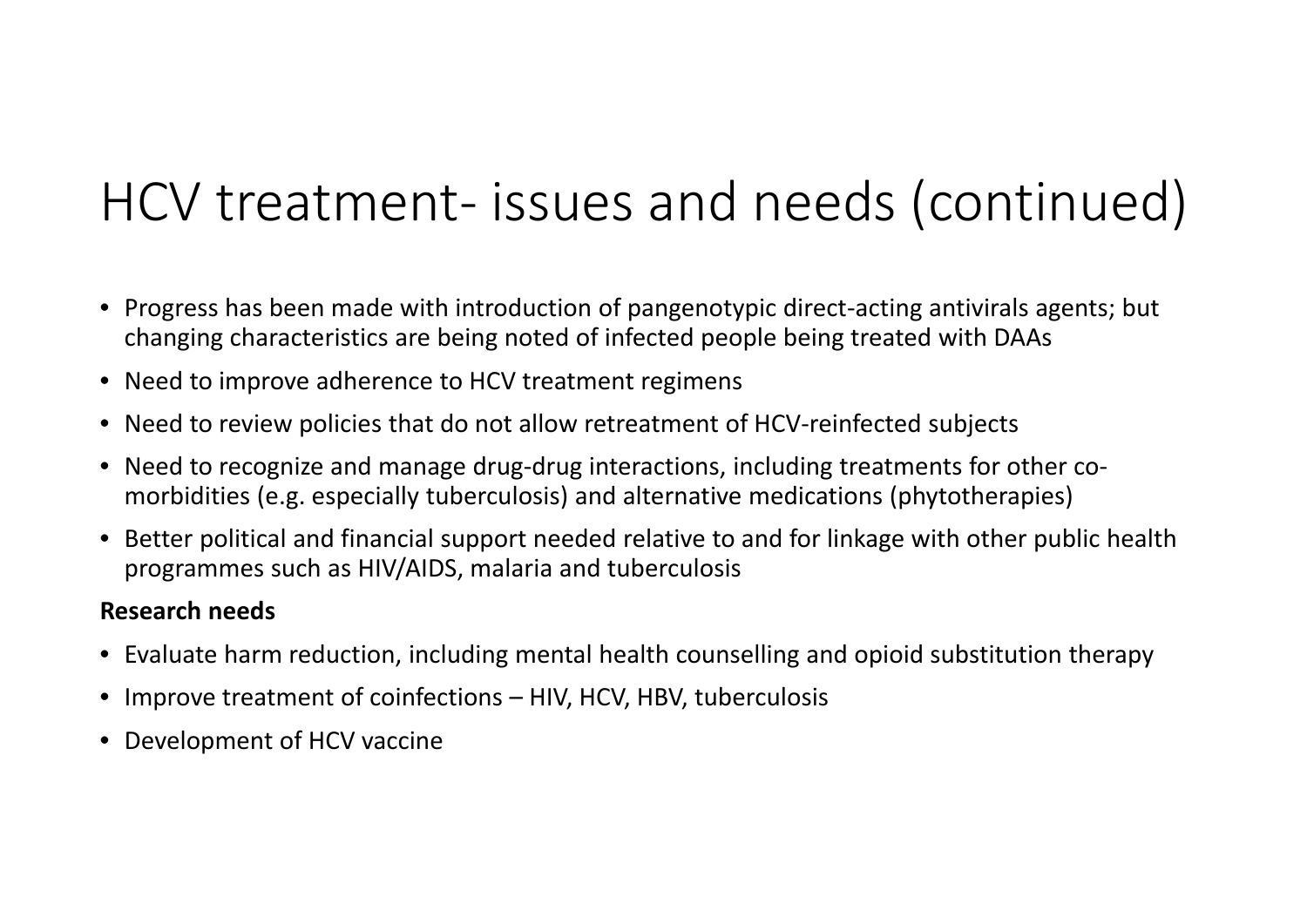# HCV treatment- issues and needs (continued)

- Progress has been made with introduction of pangenotypic direct-acting antivirals agents; but changing characteristics are being noted of infected people being treated with DAAs
- Need to improve adherence to HCV treatment regimens
- Need to review policies that do not allow retreatment of HCV-reinfected subjects
- Need to recognize and manage drug-drug interactions, including treatments for other co-morbidities (e.g. especially tuberculosis) and alternative medications (phytotherapies)
- Better political and financial support needed relative to and for linkage with other public health programmes such as HIV/AIDS, malaria and tuberculosis

**Research needs**

- Evaluate harm reduction, including mental health counselling and opioid substitution therapy
- Improve treatment of coinfections – HIV, HCV, HBV, tuberculosis
- Development of HCV vaccine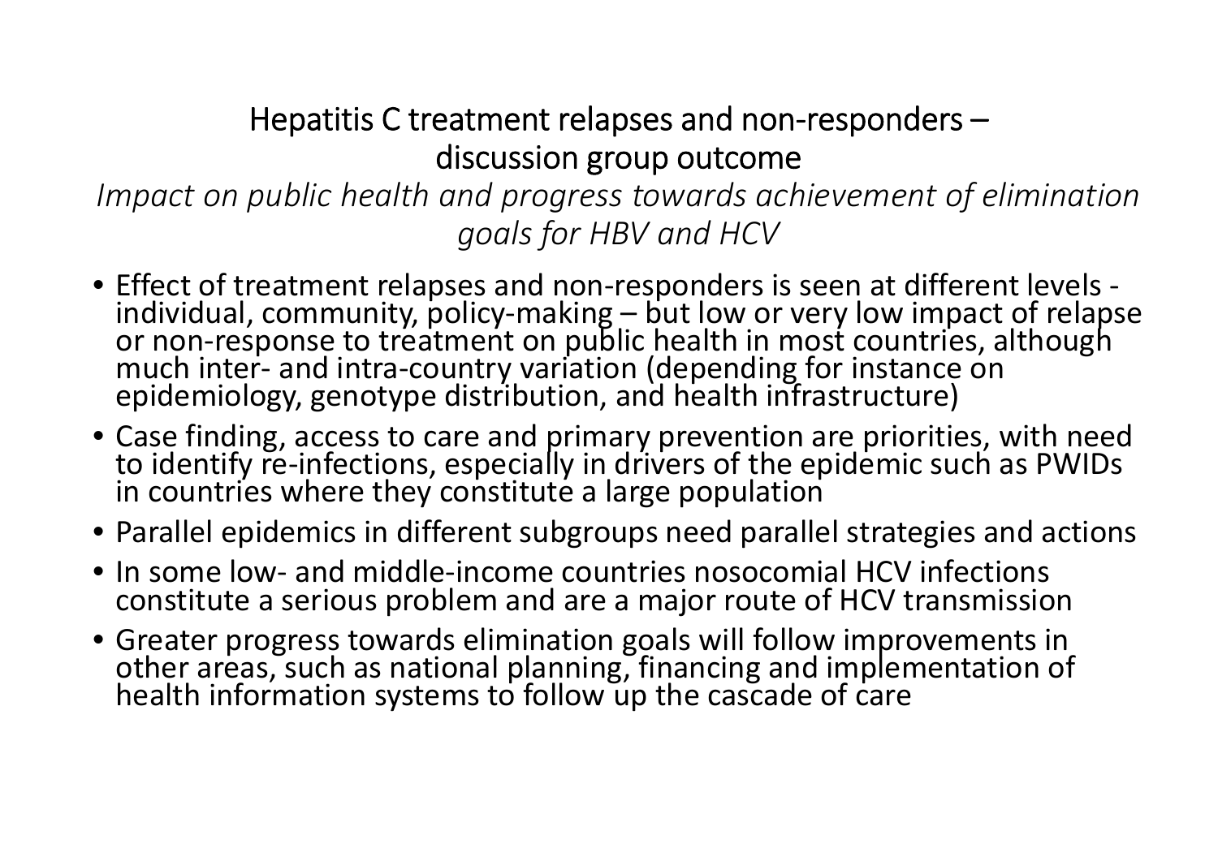# Hepatitis C treatment relapses and non-responders – discussion group outcome

*Impact on public health and progress towards achievement of elimination goals for HBV and HCV*

- Effect of treatment relapses and non-responders is seen at different levels - individual, community, policy-making – but low or very low impact of relapse or non-response to treatment on public health in most countries, although much inter- and intra-country variation (depending for instance on epidemiology, genotype distribution, and health infrastructure)
- Case finding, access to care and primary prevention are priorities, with need to identify re-infections, especially in drivers of the epidemic such as PWIDs in countries where they constitute a large population
- Parallel epidemics in different subgroups need parallel strategies and actions
- In some low- and middle-income countries nosocomial HCV infections constitute a serious problem and are a major route of HCV transmission
- Greater progress towards elimination goals will follow improvements in other areas, such as national planning, financing and implementation of health information systems to follow up the cascade of care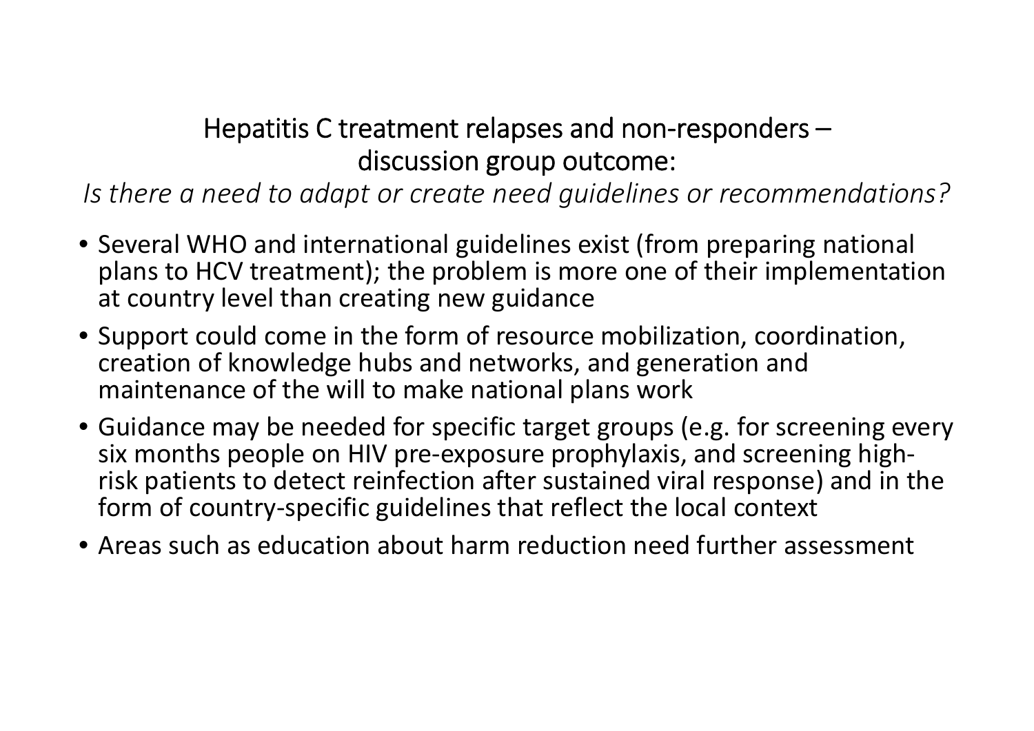## Hepatitis C treatment relapses and non-responders – discussion group outcome:

*Is there a need to adapt or create need guidelines or recommendations?*

- Several WHO and international guidelines exist (from preparing national plans to HCV treatment); the problem is more one of their implementation at country level than creating new guidance
- Support could come in the form of resource mobilization, coordination, creation of knowledge hubs and networks, and generation and maintenance of the will to make national plans work
- Guidance may be needed for specific target groups (e.g. for screening every six months people on HIV pre-exposure prophylaxis, and screening high-risk patients to detect reinfection after sustained viral response) and in the form of country-specific guidelines that reflect the local context
- Areas such as education about harm reduction need further assessment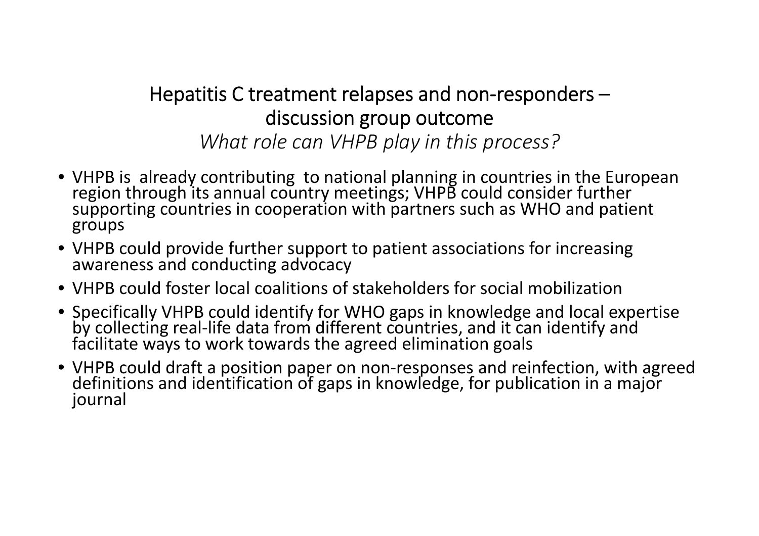## Hepatitis C treatment relapses and non-responders – discussion group outcome

*What role can VHPB play in this process?*

- VHPB is already contributing to national planning in countries in the European region through its annual country meetings; VHPB could consider further supporting countries in cooperation with partners such as WHO and patient groups
- VHPB could provide further support to patient associations for increasing awareness and conducting advocacy
- VHPB could foster local coalitions of stakeholders for social mobilization
- Specifically VHPB could identify for WHO gaps in knowledge and local expertise by collecting real-life data from different countries, and it can identify and facilitate ways to work towards the agreed elimination goals
- VHPB could draft a position paper on non-responses and reinfection, with agreed definitions and identification of gaps in knowledge, for publication in a major journal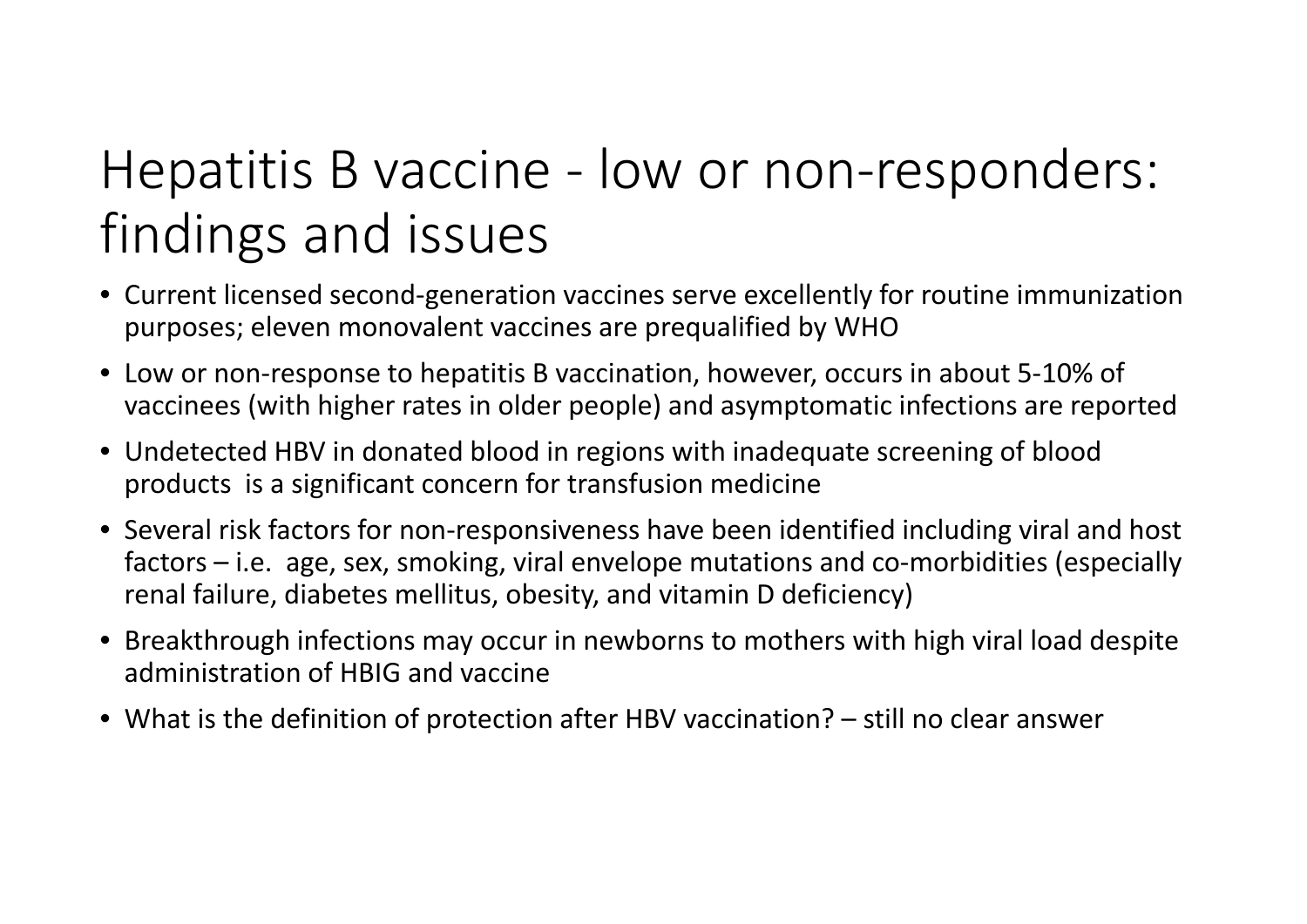# Hepatitis B vaccine - low or non-responders: findings and issues

- Current licensed second-generation vaccines serve excellently for routine immunization purposes; eleven monovalent vaccines are prequalified by WHO
- Low or non-response to hepatitis B vaccination, however, occurs in about 5-10% of vaccinees (with higher rates in older people) and asymptomatic infections are reported
- Undetected HBV in donated blood in regions with inadequate screening of blood products is a significant concern for transfusion medicine
- Several risk factors for non-responsiveness have been identified including viral and host factors – i.e. age, sex, smoking, viral envelope mutations and co-morbidities (especially renal failure, diabetes mellitus, obesity, and vitamin D deficiency)
- Breakthrough infections may occur in newborns to mothers with high viral load despite administration of HBIG and vaccine
- What is the definition of protection after HBV vaccination? – still no clear answer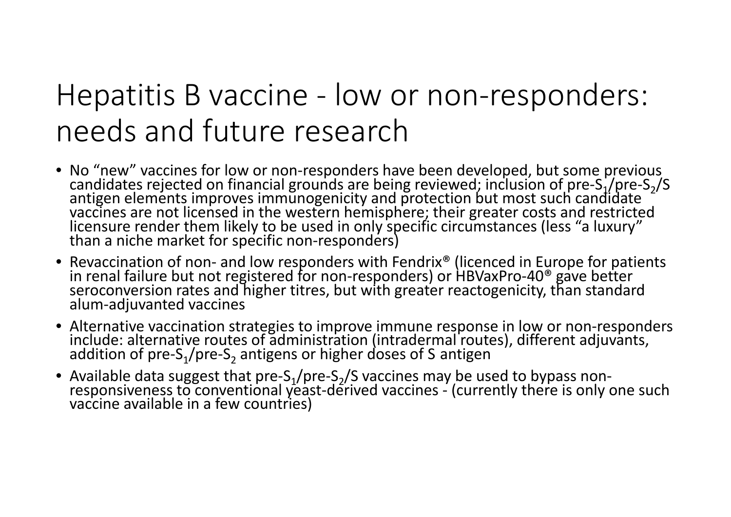# Hepatitis B vaccine - low or non-responders: needs and future research

- No "new" vaccines for low or non-responders have been developed, but some previous candidates rejected on financial grounds are being reviewed; inclusion of pre-$S_1$/pre-$S_2$/S antigen elements improves immunogenicity and protection but most such candidate vaccines are not licensed in the western hemisphere; their greater costs and restricted licensure render them likely to be used in only specific circumstances (less "a luxury" than a niche market for specific non-responders)
- Revaccination of non- and low responders with Fendrix® (licenced in Europe for patients in renal failure but not registered for non-responders) or HBVaxPro-40® gave better seroconversion rates and higher titres, but with greater reactogenicity, than standard alum-adjuvanted vaccines
- Alternative vaccination strategies to improve immune response in low or non-responders include: alternative routes of administration (intradermal routes), different adjuvants, addition of pre-$S_1$/pre-$S_2$ antigens or higher doses of S antigen
- Available data suggest that pre-$S_1$/pre-$S_2$/S vaccines may be used to bypass non-responsiveness to conventional yeast-derived vaccines - (currently there is only one such vaccine available in a few countries)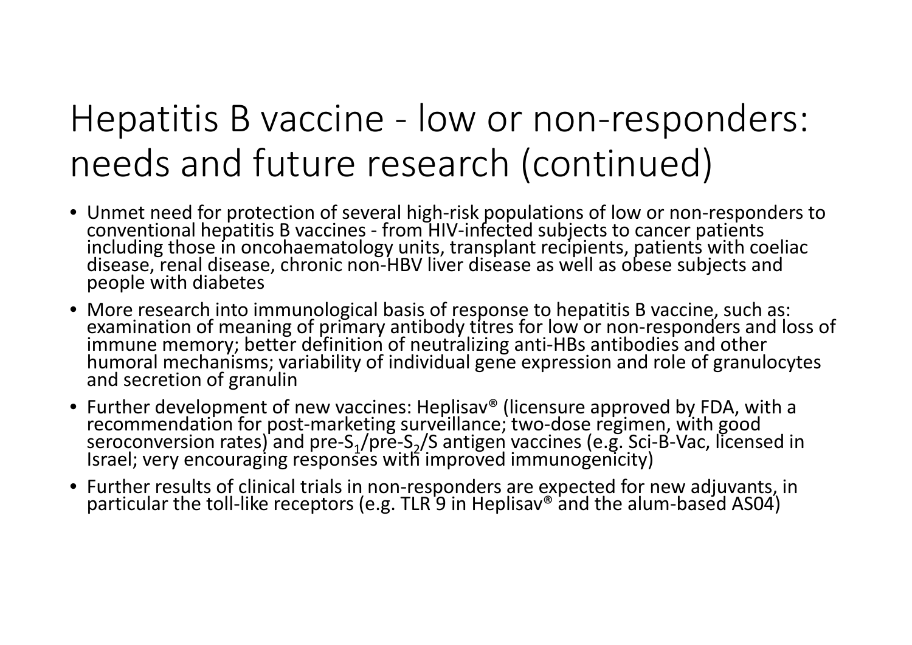# Hepatitis B vaccine - low or non-responders: needs and future research (continued)

- Unmet need for protection of several high-risk populations of low or non-responders to conventional hepatitis B vaccines - from HIV-infected subjects to cancer patients including those in oncohaematology units, transplant recipients, patients with coeliac disease, renal disease, chronic non-HBV liver disease as well as obese subjects and people with diabetes
- More research into immunological basis of response to hepatitis B vaccine, such as: examination of meaning of primary antibody titres for low or non-responders and loss of immune memory; better definition of neutralizing anti-HBs antibodies and other humoral mechanisms; variability of individual gene expression and role of granulocytes and secretion of granulin
- Further development of new vaccines: Heplisav® (licensure approved by FDA, with a recommendation for post-marketing surveillance; two-dose regimen, with good seroconversion rates) and pre-$S_1$/pre-$S_2$/S antigen vaccines (e.g. Sci-B-Vac, licensed in Israel; very encouraging responses with improved immunogenicity)
- Further results of clinical trials in non-responders are expected for new adjuvants, in particular the toll-like receptors (e.g. TLR 9 in Heplisav® and the alum-based AS04)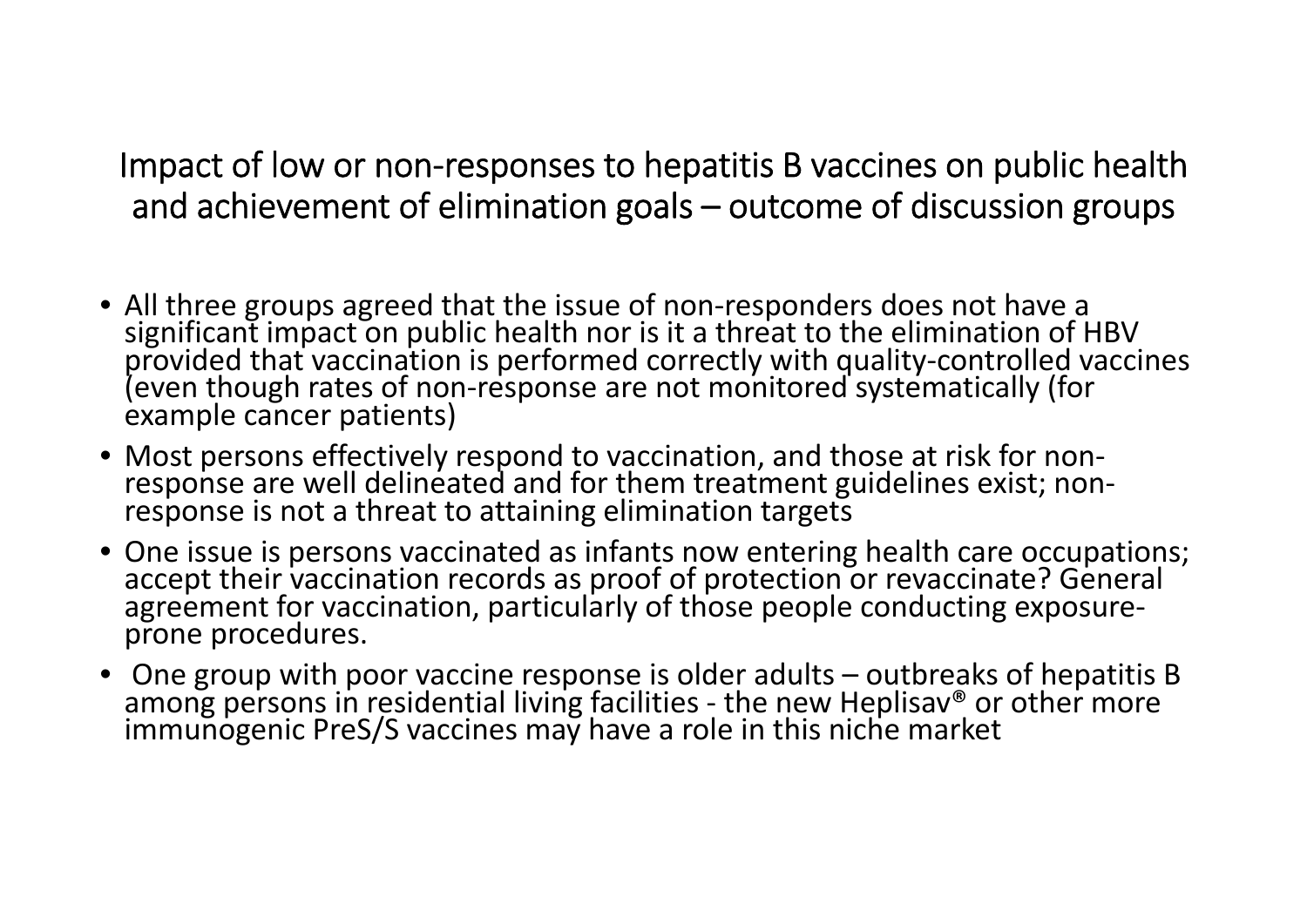# Impact of low or non-responses to hepatitis B vaccines on public health and achievement of elimination goals – outcome of discussion groups

- All three groups agreed that the issue of non-responders does not have a significant impact on public health nor is it a threat to the elimination of HBV provided that vaccination is performed correctly with quality-controlled vaccines (even though rates of non-response are not monitored systematically (for example cancer patients)
- Most persons effectively respond to vaccination, and those at risk for non-response are well delineated and for them treatment guidelines exist; non-response is not a threat to attaining elimination targets
- One issue is persons vaccinated as infants now entering health care occupations; accept their vaccination records as proof of protection or revaccinate? General agreement for vaccination, particularly of those people conducting exposure-prone procedures.
- One group with poor vaccine response is older adults – outbreaks of hepatitis B among persons in residential living facilities - the new Heplisav® or other more immunogenic PreS/S vaccines may have a role in this niche market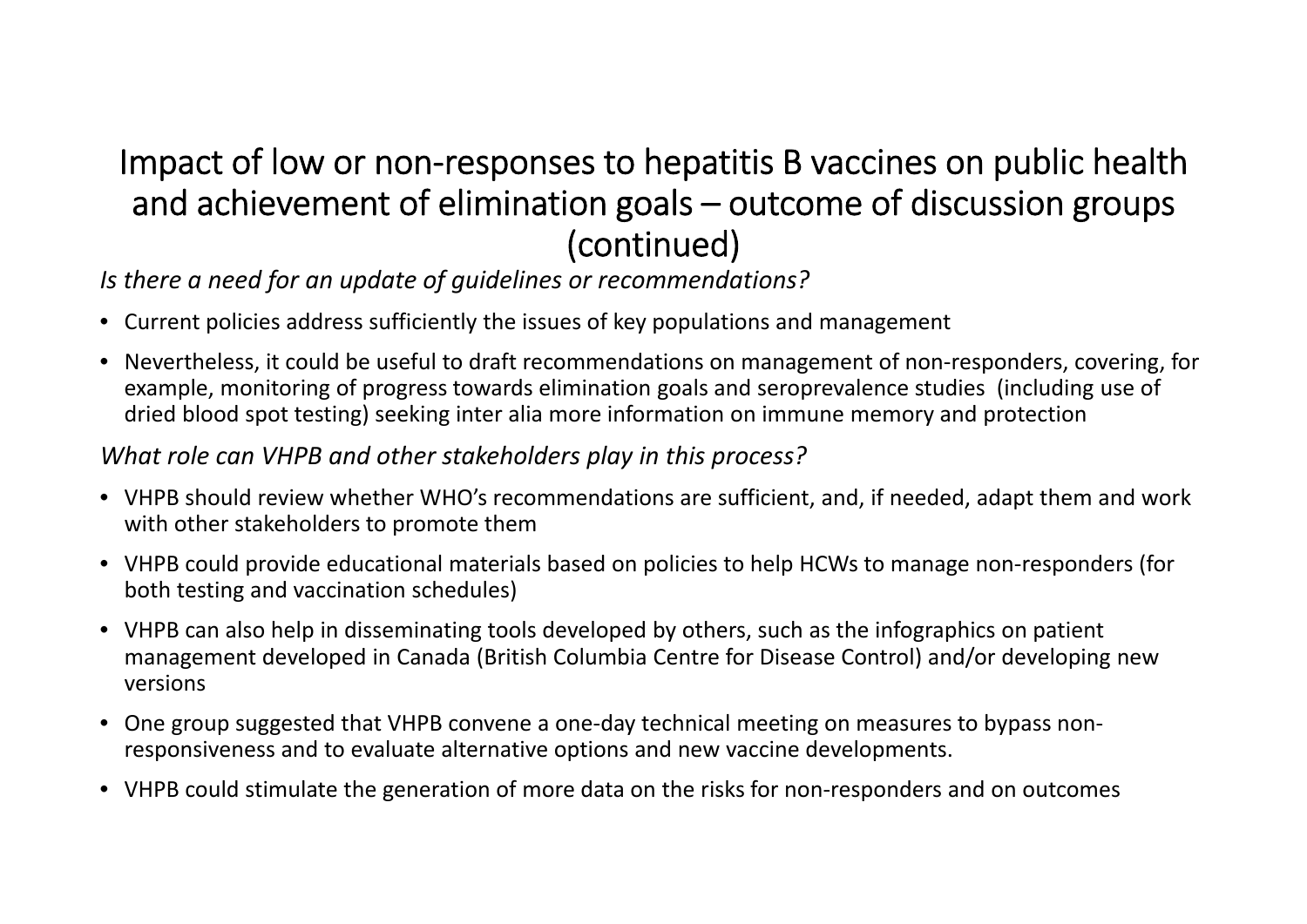# Impact of low or non-responses to hepatitis B vaccines on public health and achievement of elimination goals – outcome of discussion groups (continued)

*Is there a need for an update of guidelines or recommendations?*

- Current policies address sufficiently the issues of key populations and management
- Nevertheless, it could be useful to draft recommendations on management of non-responders, covering, for example, monitoring of progress towards elimination goals and seroprevalence studies (including use of dried blood spot testing) seeking inter alia more information on immune memory and protection

*What role can VHPB and other stakeholders play in this process?*

- VHPB should review whether WHO's recommendations are sufficient, and, if needed, adapt them and work with other stakeholders to promote them
- VHPB could provide educational materials based on policies to help HCWs to manage non-responders (for both testing and vaccination schedules)
- VHPB can also help in disseminating tools developed by others, such as the infographics on patient management developed in Canada (British Columbia Centre for Disease Control) and/or developing new versions
- One group suggested that VHPB convene a one-day technical meeting on measures to bypass non-responsiveness and to evaluate alternative options and new vaccine developments.
- VHPB could stimulate the generation of more data on the risks for non-responders and on outcomes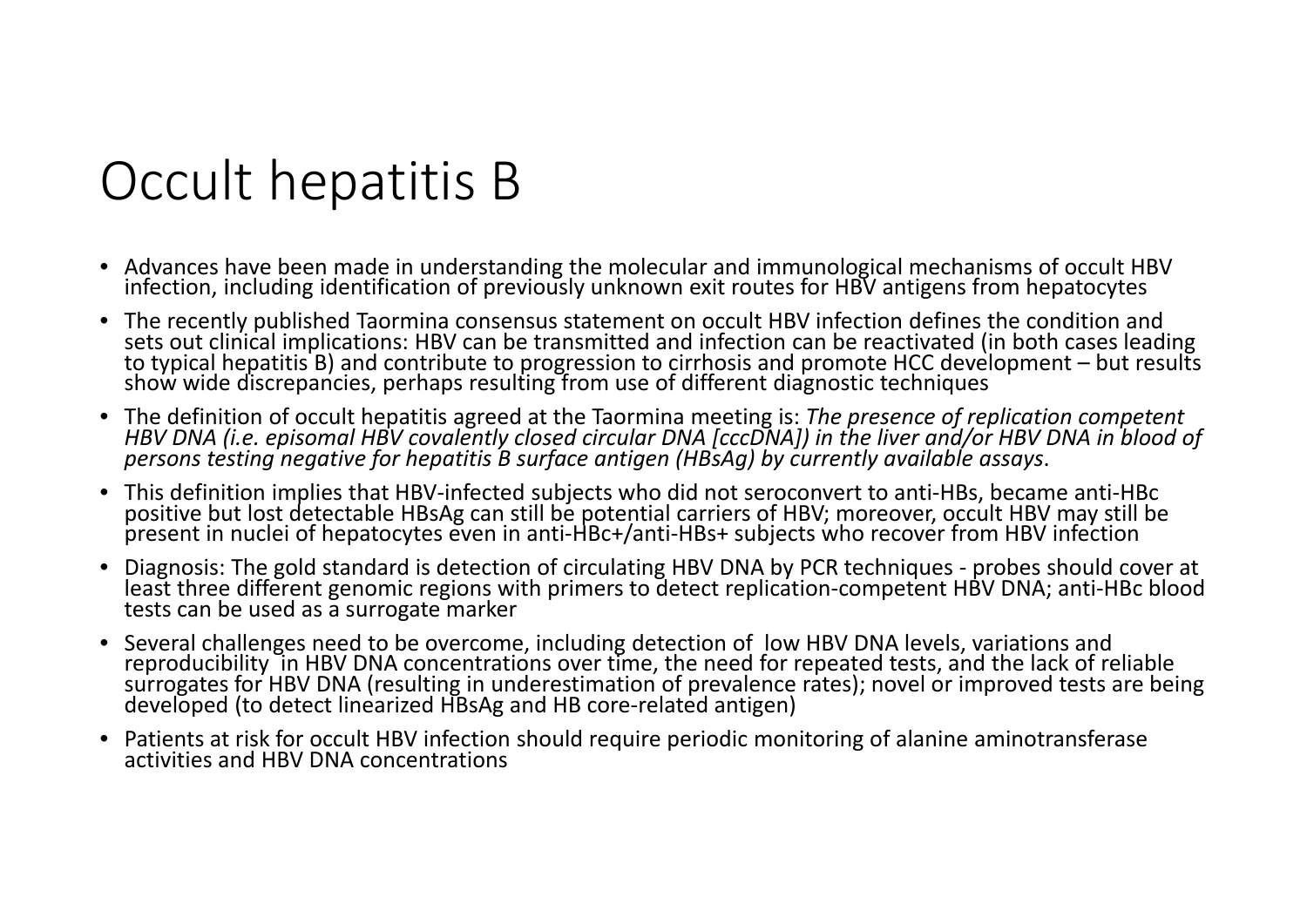# Occult hepatitis B

- Advances have been made in understanding the molecular and immunological mechanisms of occult HBV infection, including identification of previously unknown exit routes for HBV antigens from hepatocytes
- The recently published Taormina consensus statement on occult HBV infection defines the condition and sets out clinical implications: HBV can be transmitted and infection can be reactivated (in both cases leading to typical hepatitis B) and contribute to progression to cirrhosis and promote HCC development – but results show wide discrepancies, perhaps resulting from use of different diagnostic techniques
- The definition of occult hepatitis agreed at the Taormina meeting is: *The presence of replication competent HBV DNA (i.e. episomal HBV covalently closed circular DNA [cccDNA]) in the liver and/or HBV DNA in blood of persons testing negative for hepatitis B surface antigen (HBsAg) by currently available assays*.
- This definition implies that HBV-infected subjects who did not seroconvert to anti-HBs, became anti-HBc positive but lost detectable HBsAg can still be potential carriers of HBV; moreover, occult HBV may still be present in nuclei of hepatocytes even in anti-HBc+/anti-HBs+ subjects who recover from HBV infection
- Diagnosis: The gold standard is detection of circulating HBV DNA by PCR techniques - probes should cover at least three different genomic regions with primers to detect replication-competent HBV DNA; anti-HBc blood tests can be used as a surrogate marker
- Several challenges need to be overcome, including detection of low HBV DNA levels, variations and reproducibility in HBV DNA concentrations over time, the need for repeated tests, and the lack of reliable surrogates for HBV DNA (resulting in underestimation of prevalence rates); novel or improved tests are being developed (to detect linearized HBsAg and HB core-related antigen)
- Patients at risk for occult HBV infection should require periodic monitoring of alanine aminotransferase activities and HBV DNA concentrations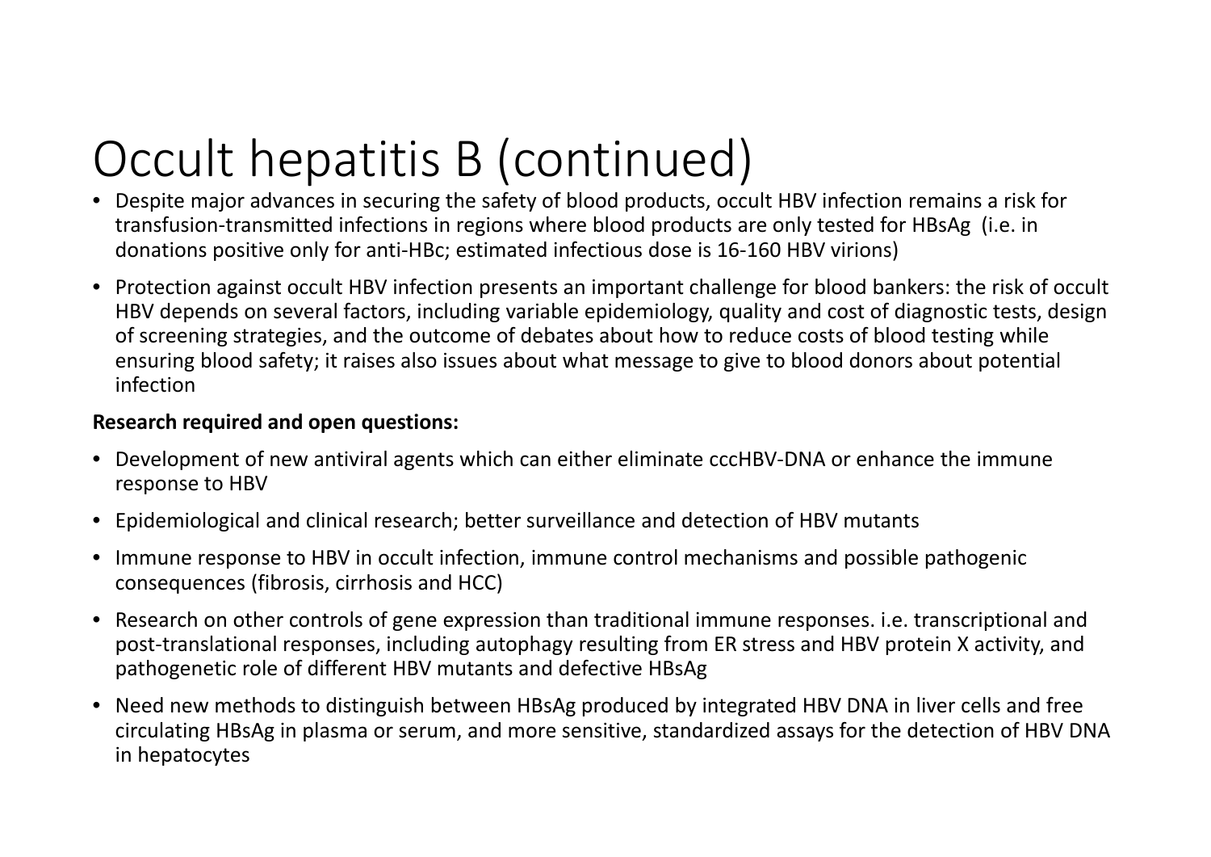# Occult hepatitis B (continued)

- Despite major advances in securing the safety of blood products, occult HBV infection remains a risk for transfusion-transmitted infections in regions where blood products are only tested for HBsAg (i.e. in donations positive only for anti-HBc; estimated infectious dose is 16-160 HBV virions)
- Protection against occult HBV infection presents an important challenge for blood bankers: the risk of occult HBV depends on several factors, including variable epidemiology, quality and cost of diagnostic tests, design of screening strategies, and the outcome of debates about how to reduce costs of blood testing while ensuring blood safety; it raises also issues about what message to give to blood donors about potential infection

**Research required and open questions:**

- Development of new antiviral agents which can either eliminate cccHBV-DNA or enhance the immune response to HBV
- Epidemiological and clinical research; better surveillance and detection of HBV mutants
- Immune response to HBV in occult infection, immune control mechanisms and possible pathogenic consequences (fibrosis, cirrhosis and HCC)
- Research on other controls of gene expression than traditional immune responses. i.e. transcriptional and post-translational responses, including autophagy resulting from ER stress and HBV protein X activity, and pathogenetic role of different HBV mutants and defective HBsAg
- Need new methods to distinguish between HBsAg produced by integrated HBV DNA in liver cells and free circulating HBsAg in plasma or serum, and more sensitive, standardized assays for the detection of HBV DNA in hepatocytes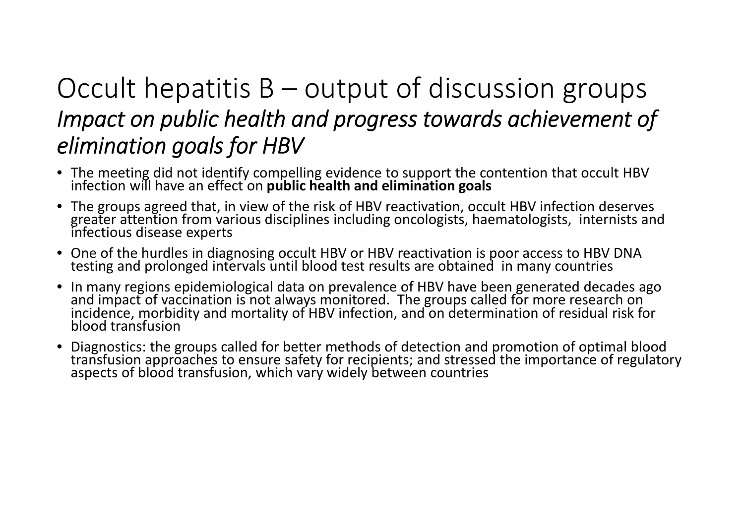# Occult hepatitis B – output of discussion groups

## *Impact on public health and progress towards achievement of elimination goals for HBV*

- The meeting did not identify compelling evidence to support the contention that occult HBV infection will have an effect on **public health and elimination goals**
- The groups agreed that, in view of the risk of HBV reactivation, occult HBV infection deserves greater attention from various disciplines including oncologists, haematologists, internists and infectious disease experts
- One of the hurdles in diagnosing occult HBV or HBV reactivation is poor access to HBV DNA testing and prolonged intervals until blood test results are obtained in many countries
- In many regions epidemiological data on prevalence of HBV have been generated decades ago and impact of vaccination is not always monitored. The groups called for more research on incidence, morbidity and mortality of HBV infection, and on determination of residual risk for blood transfusion
- Diagnostics: the groups called for better methods of detection and promotion of optimal blood transfusion approaches to ensure safety for recipients; and stressed the importance of regulatory aspects of blood transfusion, which vary widely between countries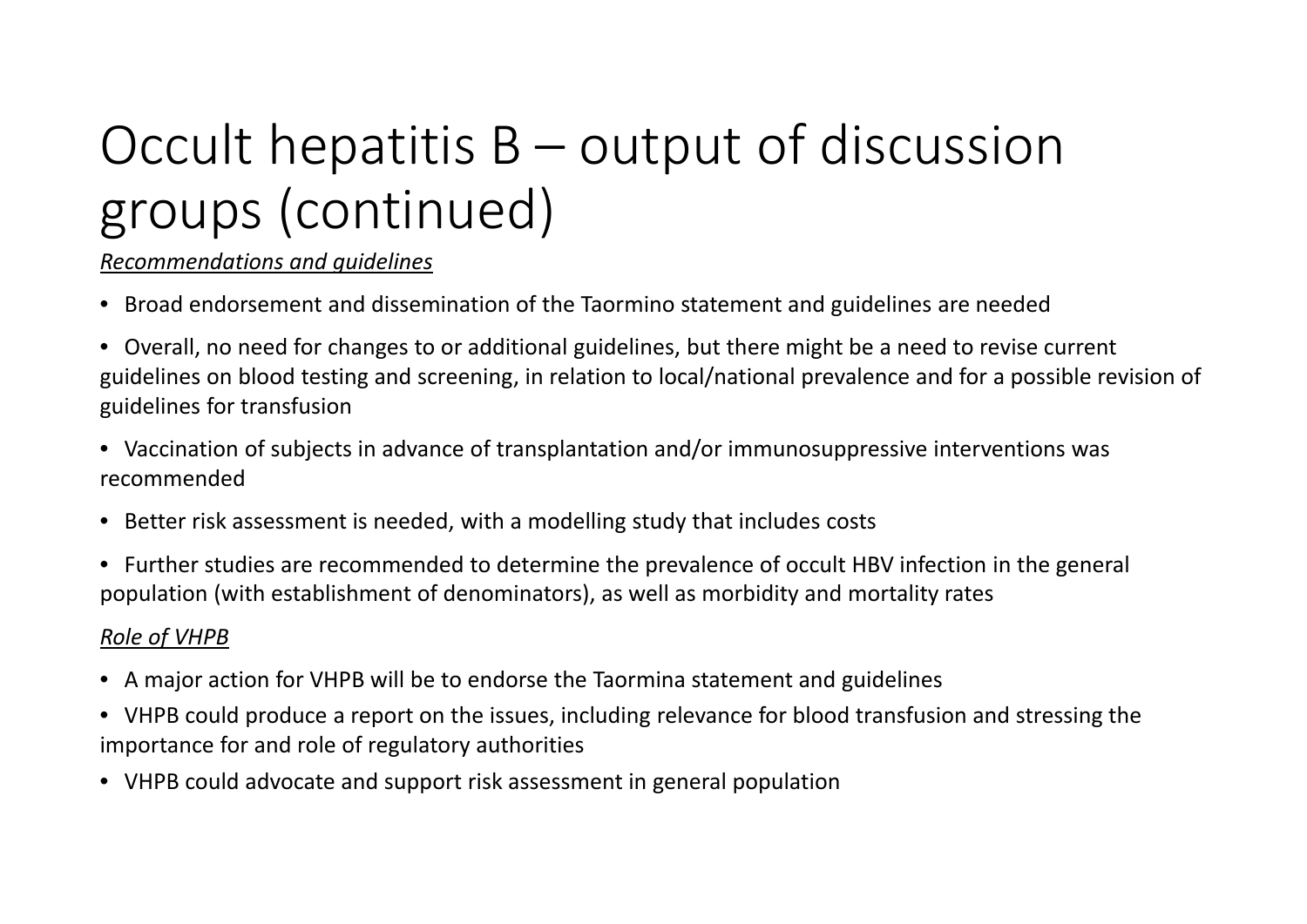# Occult hepatitis B – output of discussion groups (continued)

*Recommendations and guidelines*

- Broad endorsement and dissemination of the Taormino statement and guidelines are needed
- Overall, no need for changes to or additional guidelines, but there might be a need to revise current guidelines on blood testing and screening, in relation to local/national prevalence and for a possible revision of guidelines for transfusion
- Vaccination of subjects in advance of transplantation and/or immunosuppressive interventions was recommended
- Better risk assessment is needed, with a modelling study that includes costs
- Further studies are recommended to determine the prevalence of occult HBV infection in the general population (with establishment of denominators), as well as morbidity and mortality rates

*Role of VHPB*

- A major action for VHPB will be to endorse the Taormina statement and guidelines
- VHPB could produce a report on the issues, including relevance for blood transfusion and stressing the importance for and role of regulatory authorities
- VHPB could advocate and support risk assessment in general population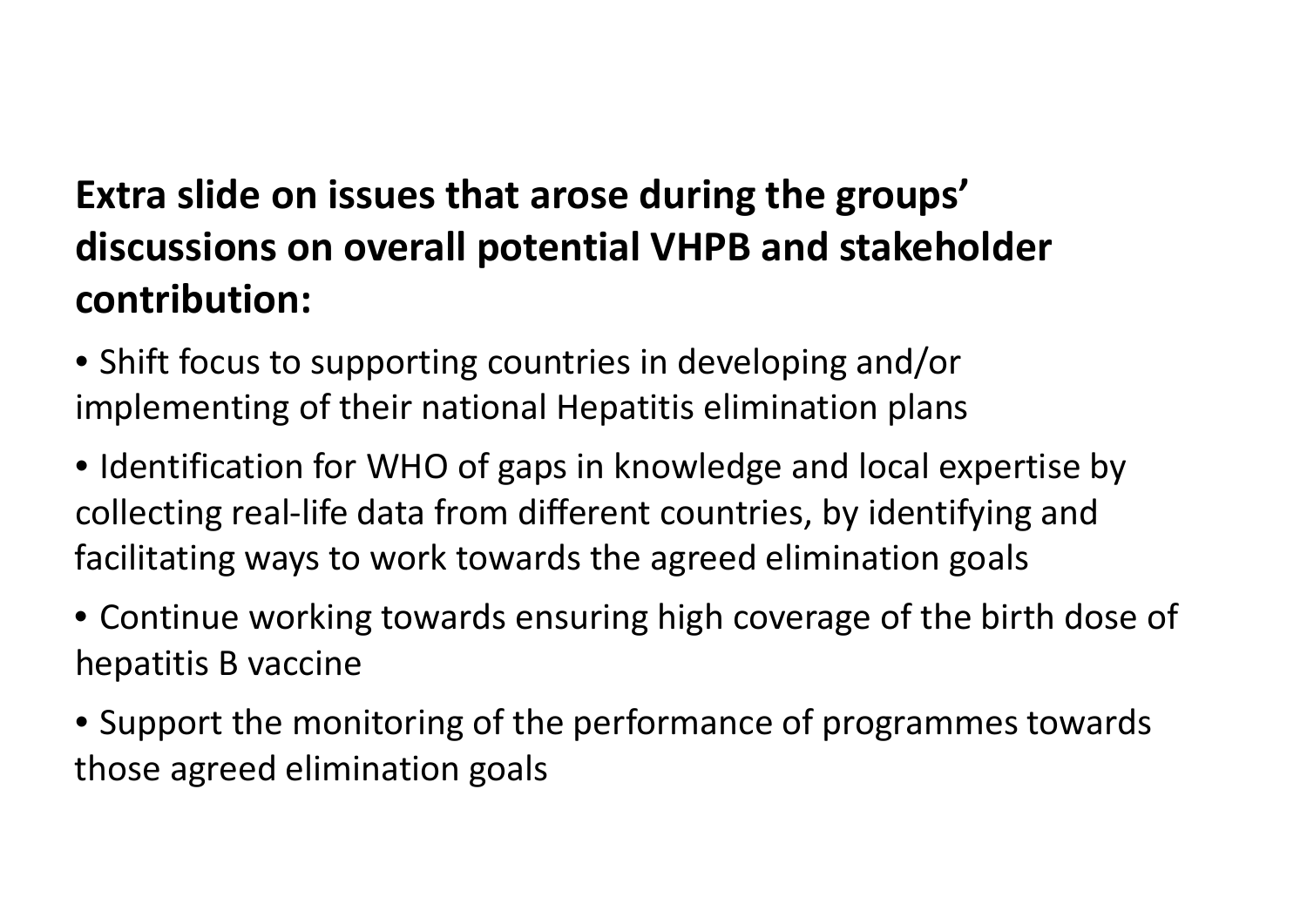**Extra slide on issues that arose during the groups' discussions on overall potential VHPB and stakeholder contribution:**

- Shift focus to supporting countries in developing and/or implementing of their national Hepatitis elimination plans
- Identification for WHO of gaps in knowledge and local expertise by collecting real-life data from different countries, by identifying and facilitating ways to work towards the agreed elimination goals
- Continue working towards ensuring high coverage of the birth dose of hepatitis B vaccine
- Support the monitoring of the performance of programmes towards those agreed elimination goals